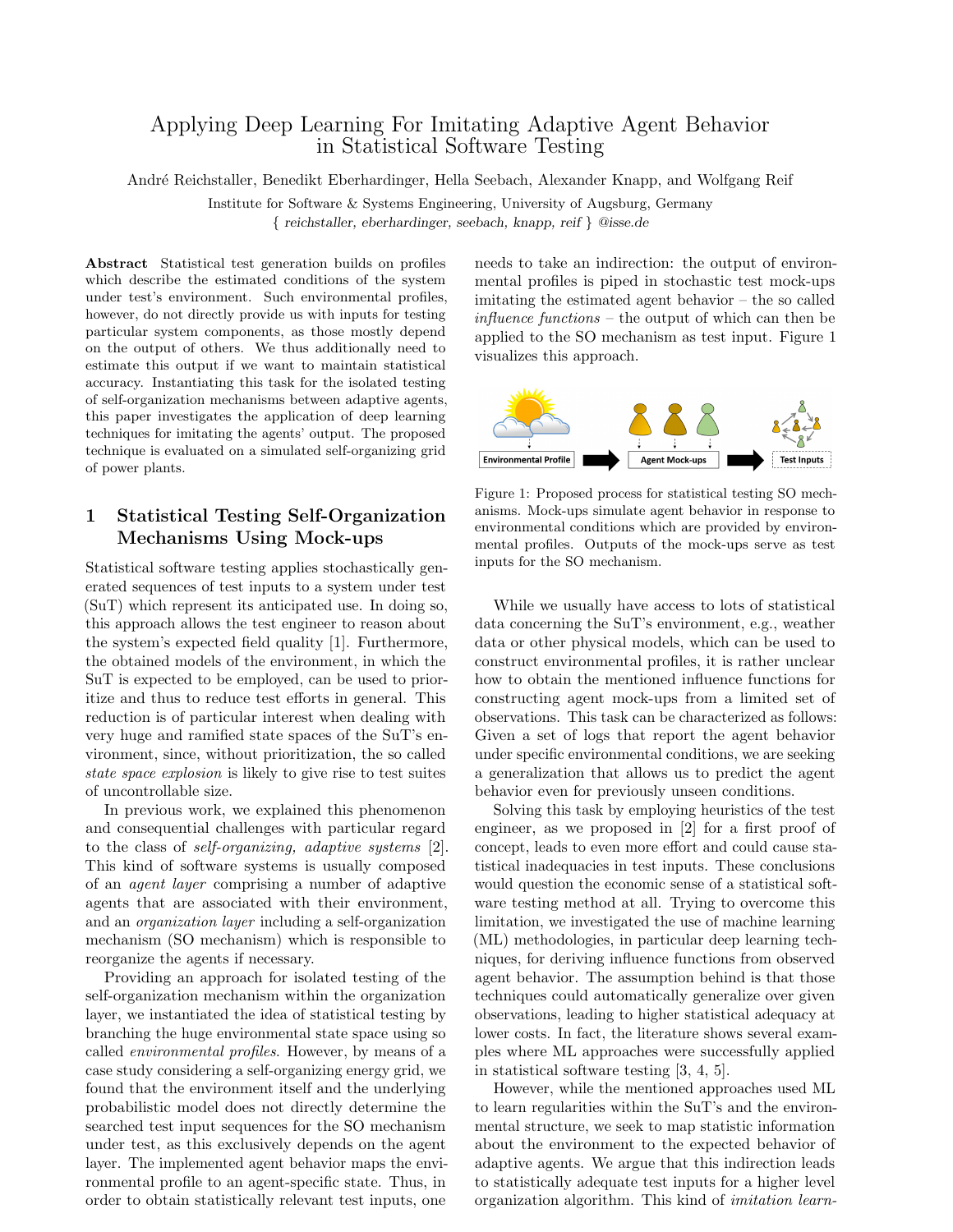# Applying Deep Learning For Imitating Adaptive Agent Behavior in Statistical Software Testing

André Reichstaller, Benedikt Eberhardinger, Hella Seebach, Alexander Knapp, and Wolfgang Reif

Institute for Software & Systems Engineering, University of Augsburg, Germany

{ *reichstaller, eberhardinger, seebach, knapp, reif* } *@isse.de*

**Abstract** Statistical test generation builds on profiles which describe the estimated conditions of the system under test's environment. Such environmental profiles, however, do not directly provide us with inputs for testing particular system components, as those mostly depend on the output of others. We thus additionally need to estimate this output if we want to maintain statistical accuracy. Instantiating this task for the isolated testing of self-organization mechanisms between adaptive agents, this paper investigates the application of deep learning techniques for imitating the agents' output. The proposed technique is evaluated on a simulated self-organizing grid of power plants.

## 1 Statistical Testing Self-Organization Mechanisms Using Mock-ups

Statistical software testing applies stochastically generated sequences of test inputs to a system under test (SuT) which represent its anticipated use. In doing so, this approach allows the test engineer to reason about the system's expected field quality [1]. Furthermore, the obtained models of the environment, in which the SuT is expected to be employed, can be used to prioritize and thus to reduce test efforts in general. This reduction is of particular interest when dealing with very huge and ramified state spaces of the SuT's environment, since, without prioritization, the so called *state space explosion* is likely to give rise to test suites of uncontrollable size.

In previous work, we explained this phenomenon and consequential challenges with particular regard to the class of *self-organizing, adaptive systems* [2]. This kind of software systems is usually composed of an *agent layer* comprising a number of adaptive agents that are associated with their environment, and an *organization layer* including a self-organization mechanism (SO mechanism) which is responsible to reorganize the agents if necessary.

Providing an approach for isolated testing of the self-organization mechanism within the organization layer, we instantiated the idea of statistical testing by branching the huge environmental state space using so called *environmental profiles*. However, by means of a case study considering a self-organizing energy grid, we found that the environment itself and the underlying probabilistic model does not directly determine the searched test input sequences for the SO mechanism under test, as this exclusively depends on the agent layer. The implemented agent behavior maps the environmental profile to an agent-specific state. Thus, in order to obtain statistically relevant test inputs, one needs to take an indirection: the output of environmental profiles is piped in stochastic test mock-ups imitating the estimated agent behavior – the so called *influence functions* – the output of which can then be applied to the SO mechanism as test input. Figure 1 visualizes this approach.

Figure 1: Proposed process for statistical testing SO mechanisms. Mock-ups simulate agent behavior in response to environmental conditions which are provided by environmental profiles. Outputs of the mock-ups serve as test inputs for the SO mechanism.

While we usually have access to lots of statistical data concerning the SuT's environment, e.g., weather data or other physical models, which can be used to construct environmental profiles, it is rather unclear how to obtain the mentioned influence functions for constructing agent mock-ups from a limited set of observations. This task can be characterized as follows: Given a set of logs that report the agent behavior under specific environmental conditions, we are seeking a generalization that allows us to predict the agent behavior even for previously unseen conditions.

Solving this task by employing heuristics of the test engineer, as we proposed in [2] for a first proof of concept, leads to even more effort and could cause statistical inadequacies in test inputs. These conclusions would question the economic sense of a statistical software testing method at all. Trying to overcome this limitation, we investigated the use of machine learning (ML) methodologies, in particular deep learning techniques, for deriving influence functions from observed agent behavior. The assumption behind is that those techniques could automatically generalize over given observations, leading to higher statistical adequacy at lower costs. In fact, the literature shows several examples where ML approaches were successfully applied in statistical software testing [3, 4, 5].

However, while the mentioned approaches used ML to learn regularities within the SuT's and the environmental structure, we seek to map statistic information about the environment to the expected behavior of adaptive agents. We argue that this indirection leads to statistically adequate test inputs for a higher level organization algorithm. This kind of *imitation learn-*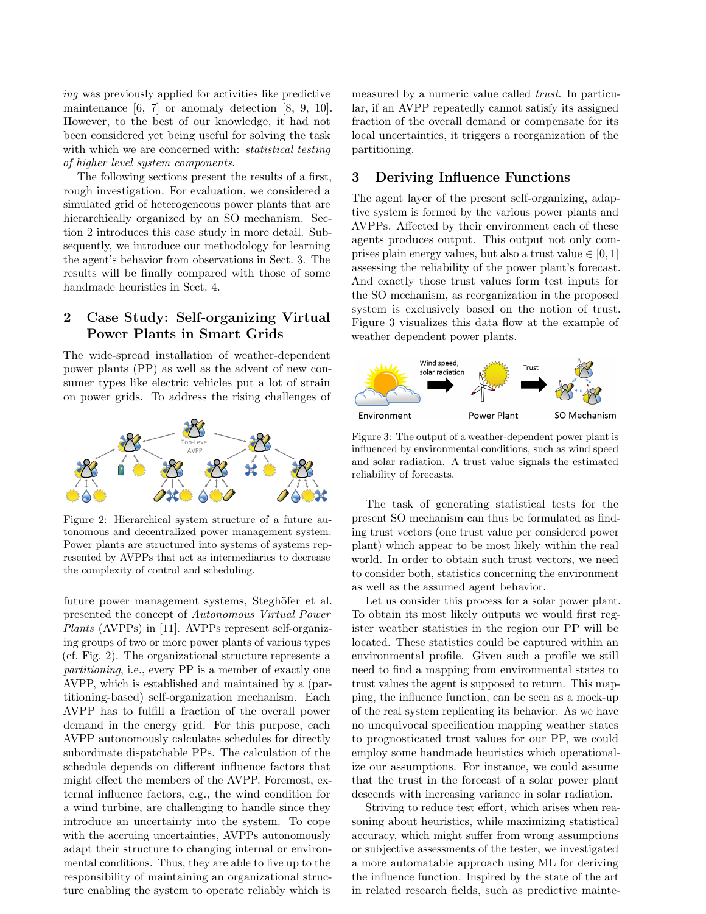*ing* was previously applied for activities like predictive maintenance [6, 7] or anomaly detection [8, 9, 10]. However, to the best of our knowledge, it had not been considered yet being useful for solving the task with which we are concerned with: *statistical testing of higher level system components*.

The following sections present the results of a first, rough investigation. For evaluation, we considered a simulated grid of heterogeneous power plants that are hierarchically organized by an SO mechanism. Section 2 introduces this case study in more detail. Subsequently, we introduce our methodology for learning the agent's behavior from observations in Sect. 3. The results will be finally compared with those of some handmade heuristics in Sect. 4.

## 2 Case Study: Self-organizing Virtual Power Plants in Smart Grids

The wide-spread installation of weather-dependent power plants (PP) as well as the advent of new consumer types like electric vehicles put a lot of strain on power grids. To address the rising challenges of future power management systems, Steghöfer et al. presented the concept of *Autonomous Virtual Power Plants* (AVPPs) in [11]. AVPPs represent self-organizing groups of two or more power plants of various types (cf. Fig. 2). The organizational structure represents a *partitioning*, i.e., every PP is a member of exactly one AVPP, which is established and maintained by a (partitioning-based) self-organization mechanism. Each AVPP has to fulfill a fraction of the overall power demand in the energy grid. For this purpose, each AVPP autonomously calculates schedules for directly subordinate dispatchable PPs. The calculation of the schedule depends on different influence factors that might effect the members of the AVPP. Foremost, external influence factors, e.g., the wind condition for a wind turbine, are challenging to handle since they introduce an uncertainty into the system. To cope with the accruing uncertainties, AVPPs autonomously adapt their structure to changing internal or environmental conditions. Thus, they are able to live up to the responsibility of maintaining an organizational structure enabling the system to operate reliably which is measured by a numeric value called *trust*. In particular, if an AVPP repeatedly cannot satisfy its assigned fraction of the overall demand or compensate for its local uncertainties, it triggers a reorganization of the partitioning.

Figure 2: Hierarchical system structure of a future autonomous and decentralized power management system: Power plants are structured into systems of systems represented by AVPPs that act as intermediaries to decrease the complexity of control and scheduling.

## 3 Deriving Influence Functions

The agent layer of the present self-organizing, adaptive system is formed by the various power plants and AVPPs. Affected by their environment each of these agents produces output. This output not only comprises plain energy values, but also a trust value $\in [0, 1]$ assessing the reliability of the power plant's forecast. And exactly those trust values form test inputs for the SO mechanism, as reorganization in the proposed system is exclusively based on the notion of trust. Figure 3 visualizes this data flow at the example of weather dependent power plants.

Figure 3: The output of a weather-dependent power plant is influenced by environmental conditions, such as wind speed and solar radiation. A trust value signals the estimated reliability of forecasts.

The task of generating statistical tests for the present SO mechanism can thus be formulated as finding trust vectors (one trust value per considered power plant) which appear to be most likely within the real world. In order to obtain such trust vectors, we need to consider both, statistics concerning the environment as well as the assumed agent behavior.

Let us consider this process for a solar power plant. To obtain its most likely outputs we would first register weather statistics in the region our PP will be located. These statistics could be captured within an environmental profile. Given such a profile we still need to find a mapping from environmental states to trust values the agent is supposed to return. This mapping, the influence function, can be seen as a mock-up of the real system replicating its behavior. As we have no unequivocal specification mapping weather states to prognosticated trust values for our PP, we could employ some handmade heuristics which operationalize our assumptions. For instance, we could assume that the trust in the forecast of a solar power plant descends with increasing variance in solar radiation.

Striving to reduce test effort, which arises when reasoning about heuristics, while maximizing statistical accuracy, which might suffer from wrong assumptions or subjective assessments of the tester, we investigated a more automatable approach using ML for deriving the influence function. Inspired by the state of the art in related research fields, such as predictive mainte-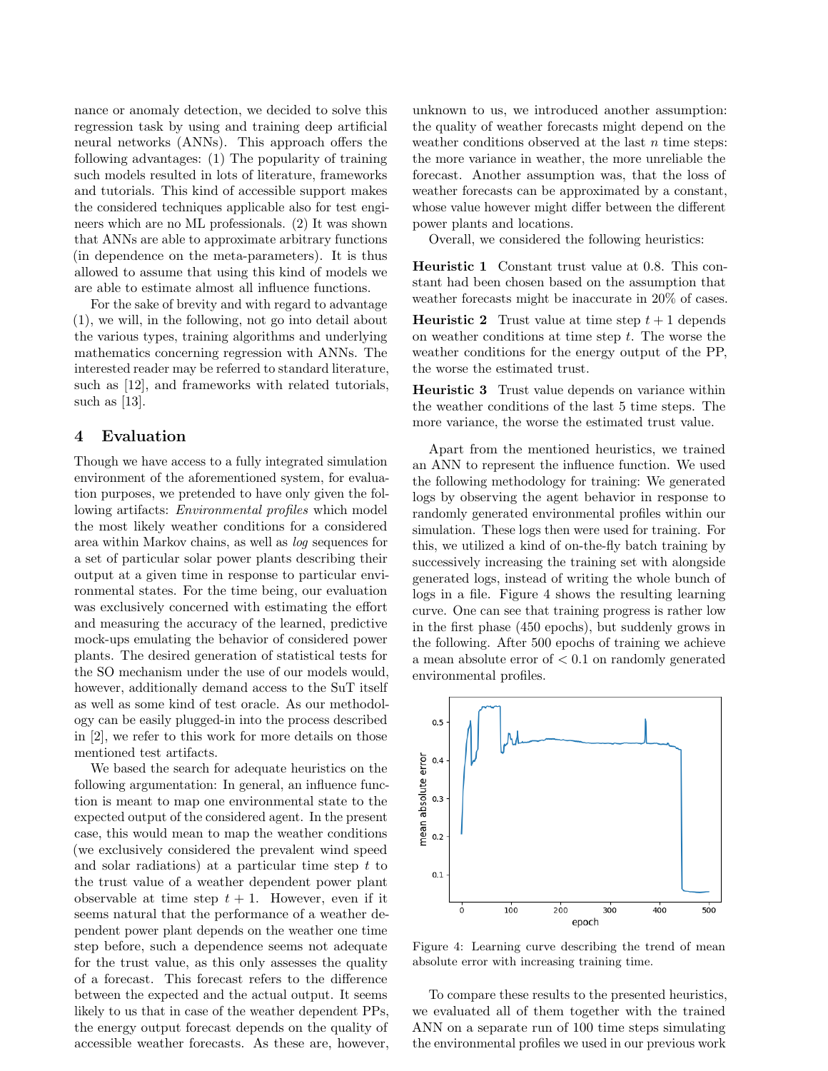nance or anomaly detection, we decided to solve this regression task by using and training deep artificial neural networks (ANNs). This approach offers the following advantages: (1) The popularity of training such models resulted in lots of literature, frameworks and tutorials. This kind of accessible support makes the considered techniques applicable also for test engineers which are no ML professionals. (2) It was shown that ANNs are able to approximate arbitrary functions (in dependence on the meta-parameters). It is thus allowed to assume that using this kind of models we are able to estimate almost all influence functions.

For the sake of brevity and with regard to advantage (1), we will, in the following, not go into detail about the various types, training algorithms and underlying mathematics concerning regression with ANNs. The interested reader may be referred to standard literature, such as [12], and frameworks with related tutorials, such as [13].

## 4 Evaluation

Though we have access to a fully integrated simulation environment of the aforementioned system, for evaluation purposes, we pretended to have only given the following artifacts: *Environmental profiles* which model the most likely weather conditions for a considered area within Markov chains, as well as *log* sequences for a set of particular solar power plants describing their output at a given time in response to particular environmental states. For the time being, our evaluation was exclusively concerned with estimating the effort and measuring the accuracy of the learned, predictive mock-ups emulating the behavior of considered power plants. The desired generation of statistical tests for the SO mechanism under the use of our models would, however, additionally demand access to the SuT itself as well as some kind of test oracle. As our methodology can be easily plugged-in into the process described in [2], we refer to this work for more details on those mentioned test artifacts.

We based the search for adequate heuristics on the following argumentation: In general, an influence function is meant to map one environmental state to the expected output of the considered agent. In the present case, this would mean to map the weather conditions (we exclusively considered the prevalent wind speed and solar radiations) at a particular time step $t$ to the trust value of a weather dependent power plant observable at time step $t+1$. However, even if it seems natural that the performance of a weather dependent power plant depends on the weather one time step before, such a dependence seems not adequate for the trust value, as this only assesses the quality of a forecast. This forecast refers to the difference between the expected and the actual output. It seems likely to us that in case of the weather dependent PPs, the energy output forecast depends on the quality of accessible weather forecasts. As these are, however, unknown to us, we introduced another assumption: the quality of weather forecasts might depend on the weather conditions observed at the last $n$ time steps: the more variance in weather, the more unreliable the forecast. Another assumption was, that the loss of weather forecasts can be approximated by a constant, whose value however might differ between the different power plants and locations.

Overall, we considered the following heuristics:

**Heuristic 1** Constant trust value at 0.8. This constant had been chosen based on the assumption that weather forecasts might be inaccurate in 20% of cases.

**Heuristic 2** Trust value at time step $t+1$ depends on weather conditions at time step $t$. The worse the weather conditions for the energy output of the PP, the worse the estimated trust.

**Heuristic 3** Trust value depends on variance within the weather conditions of the last 5 time steps. The more variance, the worse the estimated trust value.

Apart from the mentioned heuristics, we trained an ANN to represent the influence function. We used the following methodology for training: We generated logs by observing the agent behavior in response to randomly generated environmental profiles within our simulation. These logs then were used for training. For this, we utilized a kind of on-the-fly batch training by successively increasing the training set with alongside generated logs, instead of writing the whole bunch of logs in a file. Figure 4 shows the resulting learning curve. One can see that training progress is rather low in the first phase (450 epochs), but suddenly grows in the following. After 500 epochs of training we achieve a mean absolute error of $< 0.1$ on randomly generated environmental profiles.

Figure 4: Learning curve describing the trend of mean absolute error with increasing training time.

To compare these results to the presented heuristics, we evaluated all of them together with the trained ANN on a separate run of 100 time steps simulating the environmental profiles we used in our previous work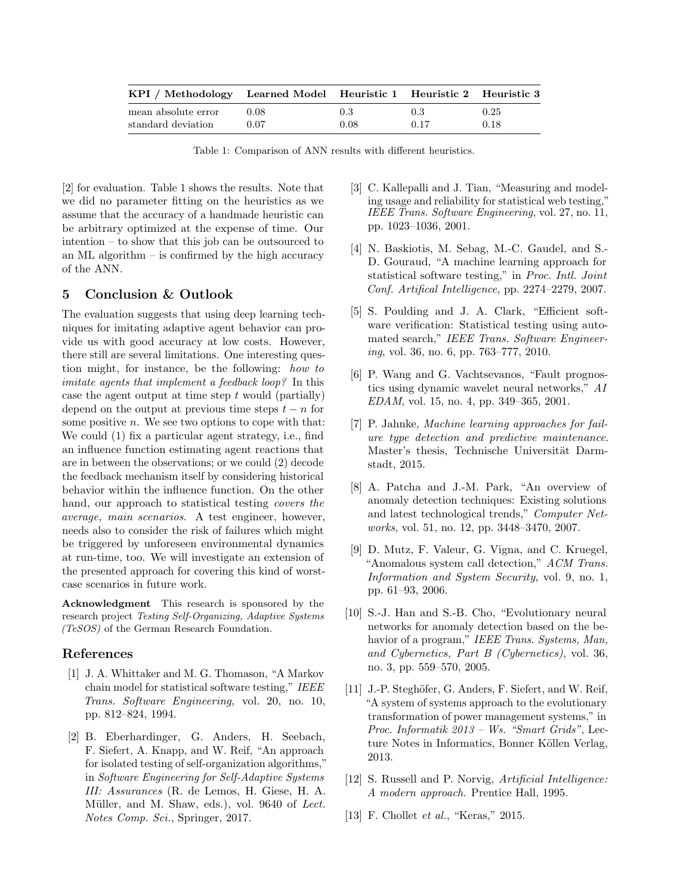| KPI / Methodology | Learned Model | Heuristic 1 | Heuristic 2 | Heuristic 3 |
|---|---|---|---|---|
| mean absolute error | 0.08 | 0.3 | 0.3 | 0.25 |
| standard deviation | 0.07 | 0.08 | 0.17 | 0.18 |

Table 1: Comparison of ANN results with different heuristics.

[2] for evaluation. Table 1 shows the results. Note that we did no parameter fitting on the heuristics as we assume that the accuracy of a handmade heuristic can be arbitrary optimized at the expense of time. Our intention – to show that this job can be outsourced to an ML algorithm – is confirmed by the high accuracy of the ANN.

## 5 Conclusion & Outlook

The evaluation suggests that using deep learning techniques for imitating adaptive agent behavior can provide us with good accuracy at low costs. However, there still are several limitations. One interesting question might, for instance, be the following: *how to imitate agents that implement a feedback loop?* In this case the agent output at time step $t$ would (partially) depend on the output at previous time steps $t - n$ for some positive $n$. We see two options to cope with that: We could (1) fix a particular agent strategy, i.e., find an influence function estimating agent reactions that are in between the observations; or we could (2) decode the feedback mechanism itself by considering historical behavior within the influence function. On the other hand, our approach to statistical testing *covers the average, main scenarios*. A test engineer, however, needs also to consider the risk of failures which might be triggered by unforeseen environmental dynamics at run-time, too. We will investigate an extension of the presented approach for covering this kind of worst-case scenarios in future work.

**Acknowledgment** This research is sponsored by the research project *Testing Self-Organizing, Adaptive Systems (TeSOS)* of the German Research Foundation.

## References

[1] J. A. Whittaker and M. G. Thomason, "A Markov chain model for statistical software testing," *IEEE Trans. Software Engineering*, vol. 20, no. 10, pp. 812–824, 1994.

[2] B. Eberhardinger, G. Anders, H. Seebach, F. Siefert, A. Knapp, and W. Reif, "An approach for isolated testing of self-organization algorithms," in *Software Engineering for Self-Adaptive Systems III: Assurances* (R. de Lemos, H. Giese, H. A. Müller, and M. Shaw, eds.), vol. 9640 of *Lect. Notes Comp. Sci.*, Springer, 2017.

[3] C. Kallepalli and J. Tian, "Measuring and modeling usage and reliability for statistical web testing," *IEEE Trans. Software Engineering*, vol. 27, no. 11, pp. 1023–1036, 2001.

[4] N. Baskiotis, M. Sebag, M.-C. Gaudel, and S.-D. Gouraud, "A machine learning approach for statistical software testing," in *Proc. Intl. Joint Conf. Artifical Intelligence*, pp. 2274–2279, 2007.

[5] S. Poulding and J. A. Clark, "Efficient software verification: Statistical testing using automated search," *IEEE Trans. Software Engineering*, vol. 36, no. 6, pp. 763–777, 2010.

[6] P. Wang and G. Vachtsevanos, "Fault prognostics using dynamic wavelet neural networks," *AI EDAM*, vol. 15, no. 4, pp. 349–365, 2001.

[7] P. Jahnke, *Machine learning approaches for failure type detection and predictive maintenance.* Master's thesis, Technische Universität Darmstadt, 2015.

[8] A. Patcha and J.-M. Park, "An overview of anomaly detection techniques: Existing solutions and latest technological trends," *Computer Networks*, vol. 51, no. 12, pp. 3448–3470, 2007.

[9] D. Mutz, F. Valeur, G. Vigna, and C. Kruegel, "Anomalous system call detection," *ACM Trans. Information and System Security*, vol. 9, no. 1, pp. 61–93, 2006.

[10] S.-J. Han and S.-B. Cho, "Evolutionary neural networks for anomaly detection based on the behavior of a program," *IEEE Trans. Systems, Man, and Cybernetics, Part B (Cybernetics)*, vol. 36, no. 3, pp. 559–570, 2005.

[11] J.-P. Steghöfer, G. Anders, F. Siefert, and W. Reif, "A system of systems approach to the evolutionary transformation of power management systems," in *Proc. Informatik 2013 – Ws. "Smart Grids"*, Lecture Notes in Informatics, Bonner Köllen Verlag, 2013.

[12] S. Russell and P. Norvig, *Artificial Intelligence: A modern approach.* Prentice Hall, 1995.

[13] F. Chollet *et al.*, "Keras," 2015.